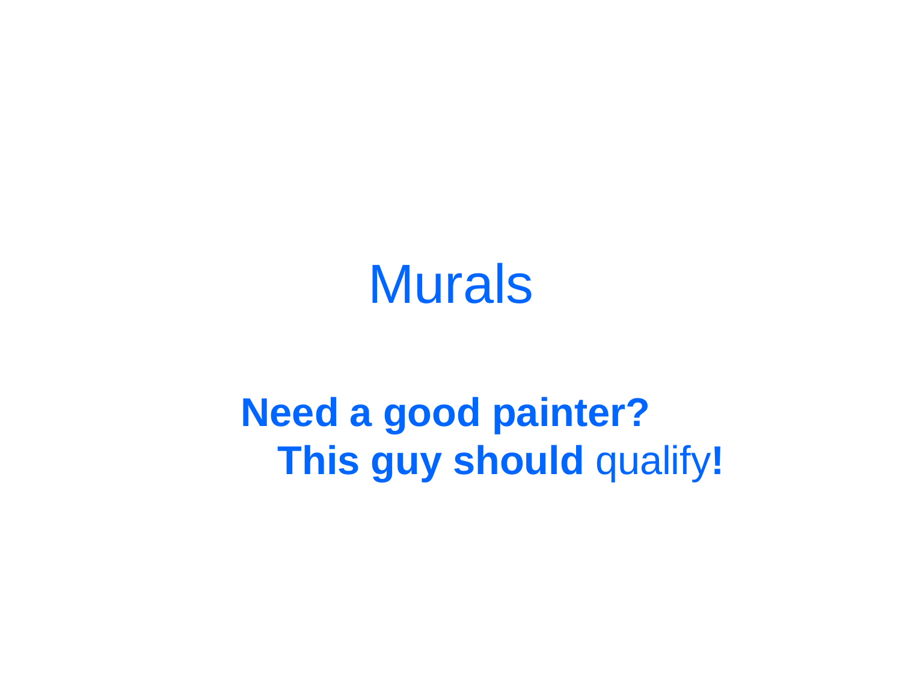# Murals

**Need a good painter?**
**This guy should** qualify**!**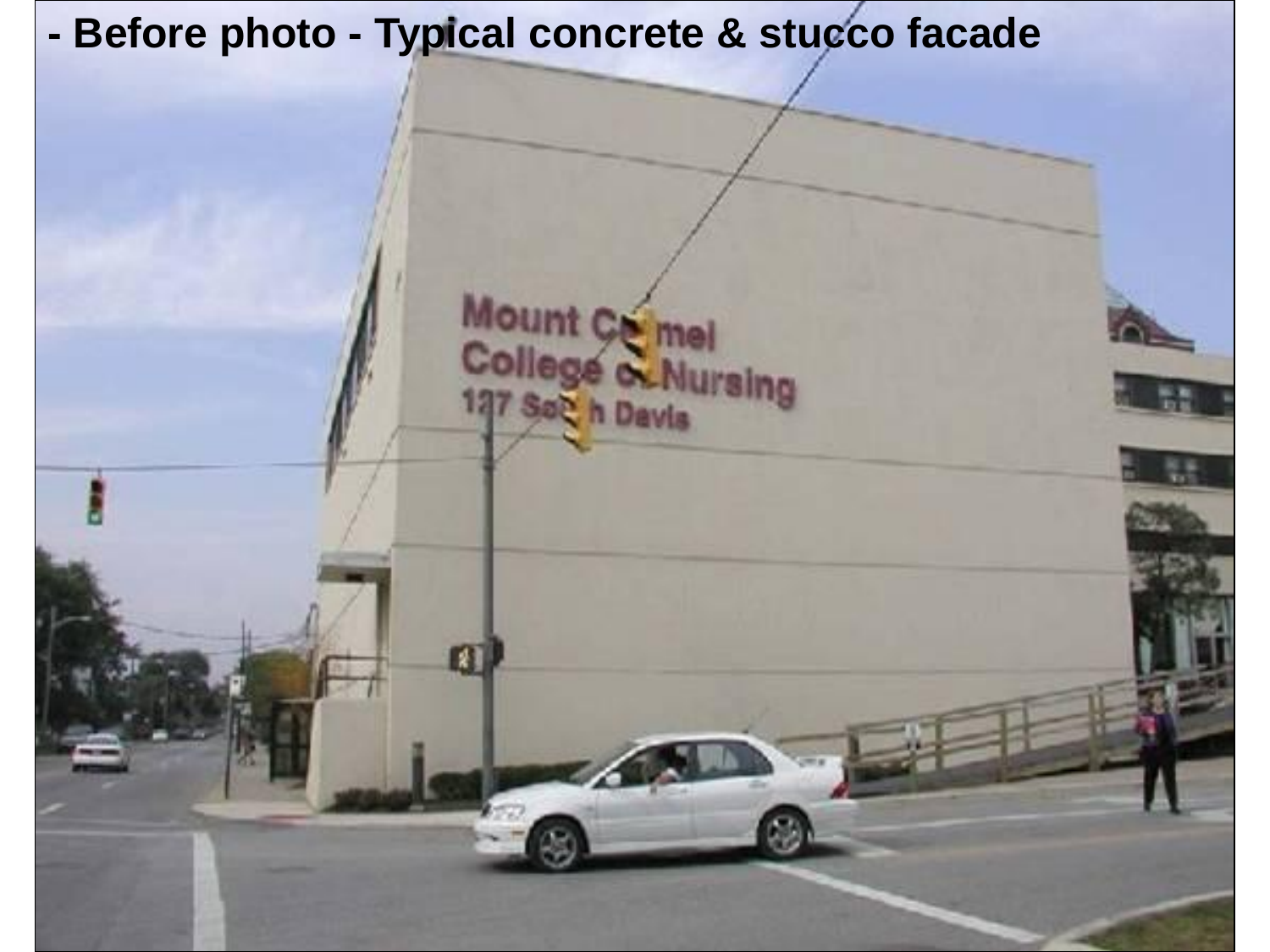- Before photo - Typical concrete & stucco facade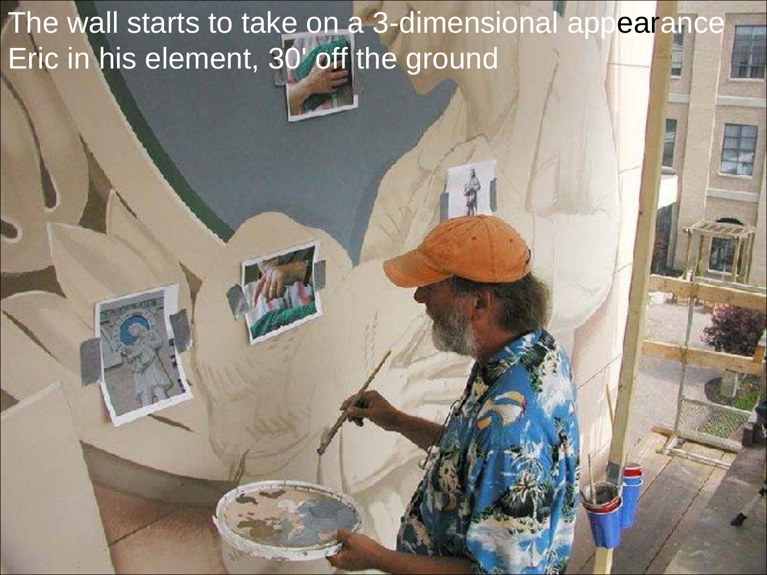The wall starts to take on a 3-dimensional appearance
Eric in his element, 30' off the ground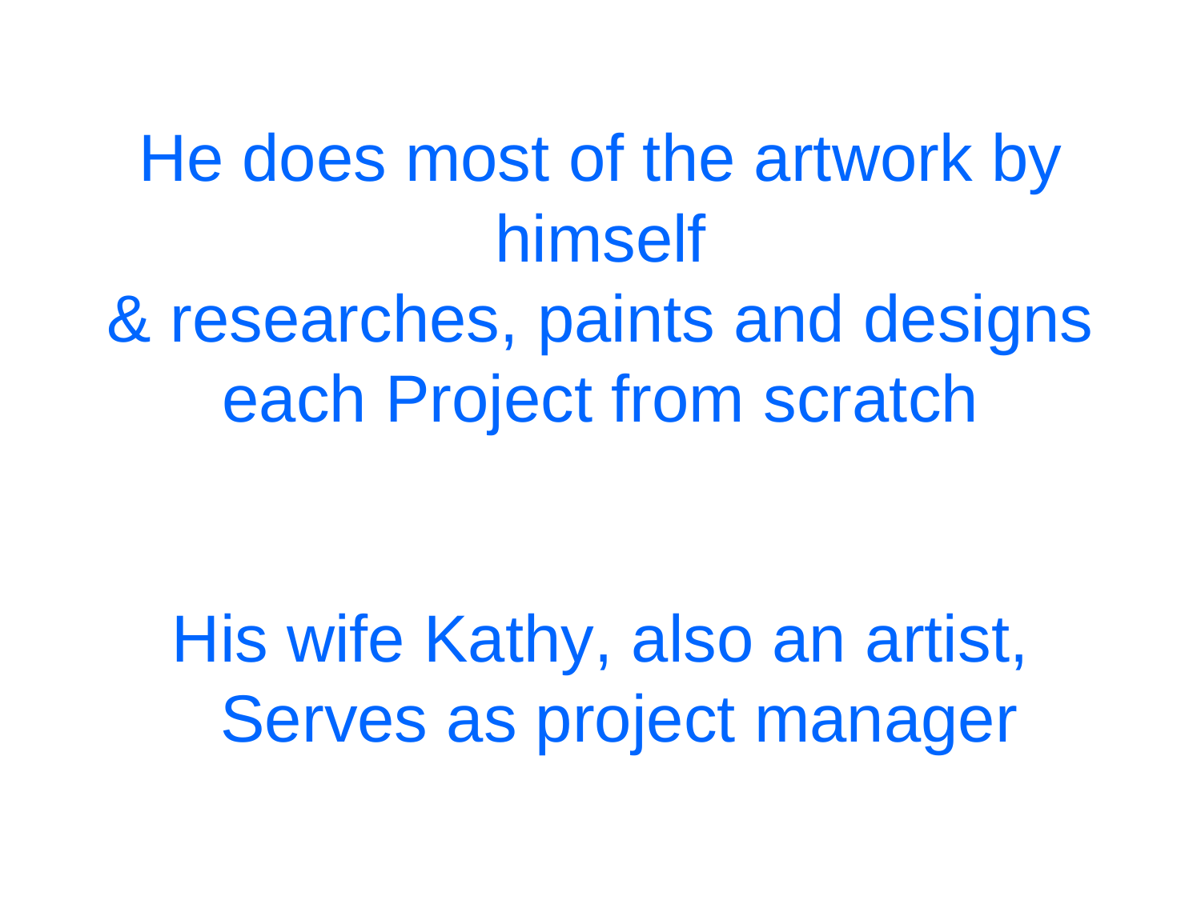He does most of the artwork by himself
& researches, paints and designs each Project from scratch

His wife Kathy, also an artist,
Serves as project manager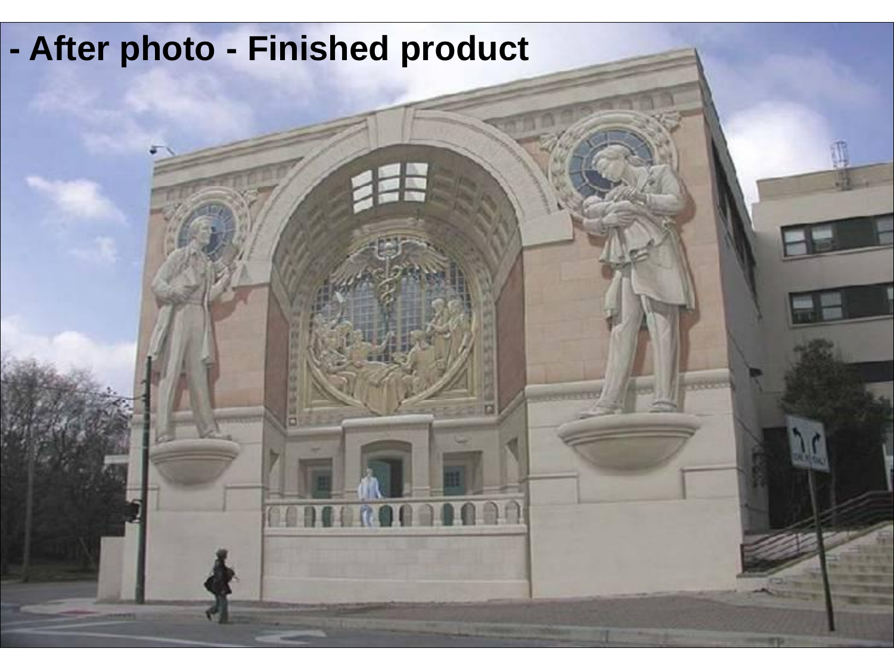- After photo - Finished product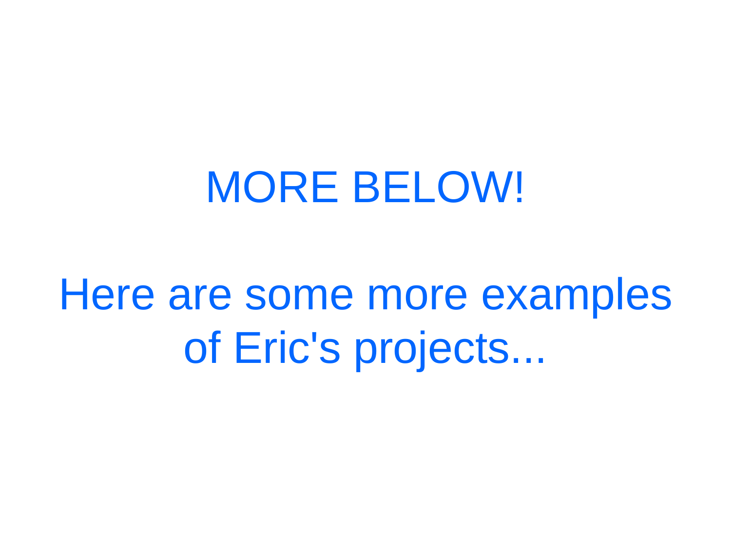# MORE BELOW!

Here are some more examples of Eric's projects...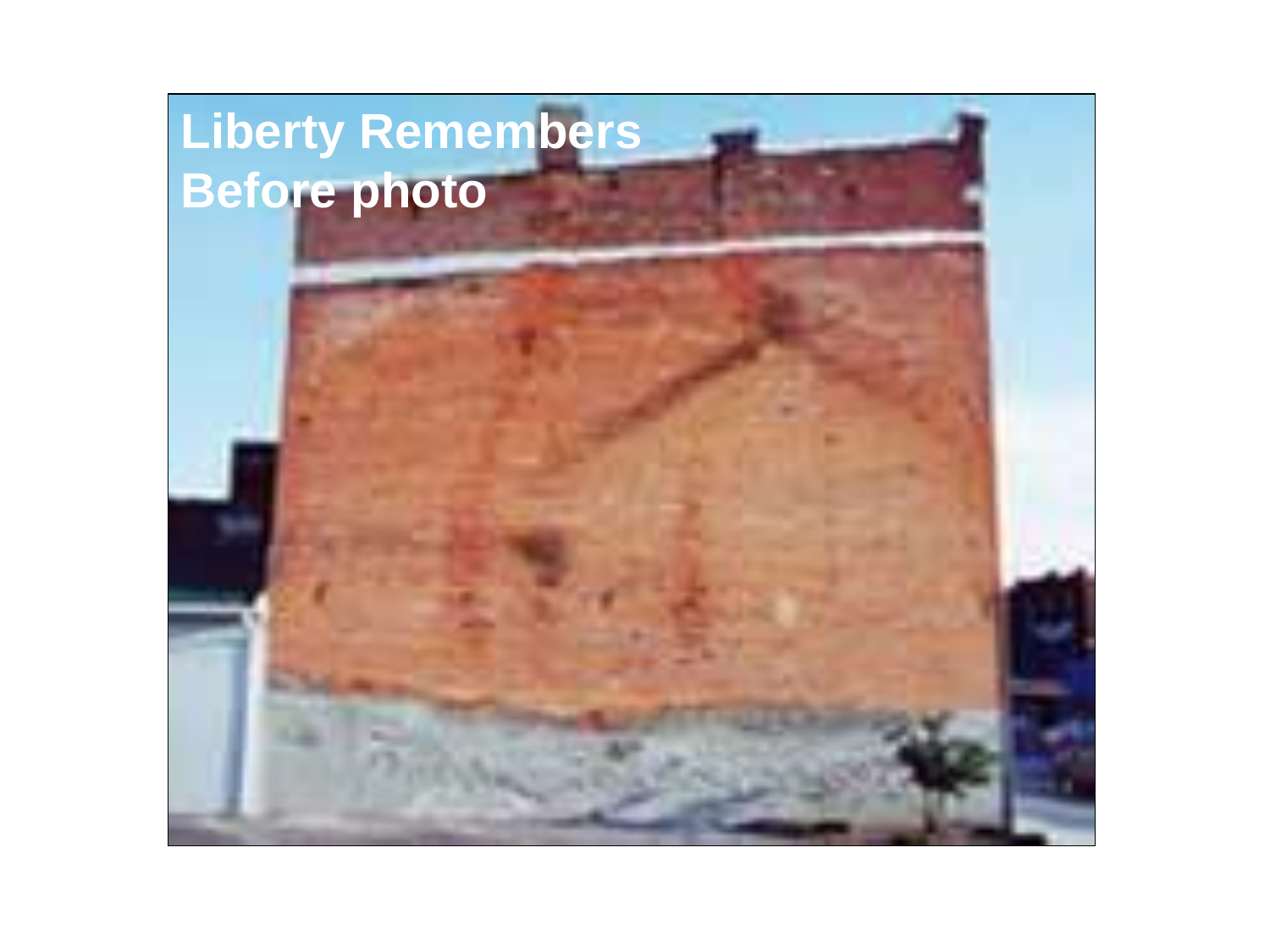Liberty Remembers
Before photo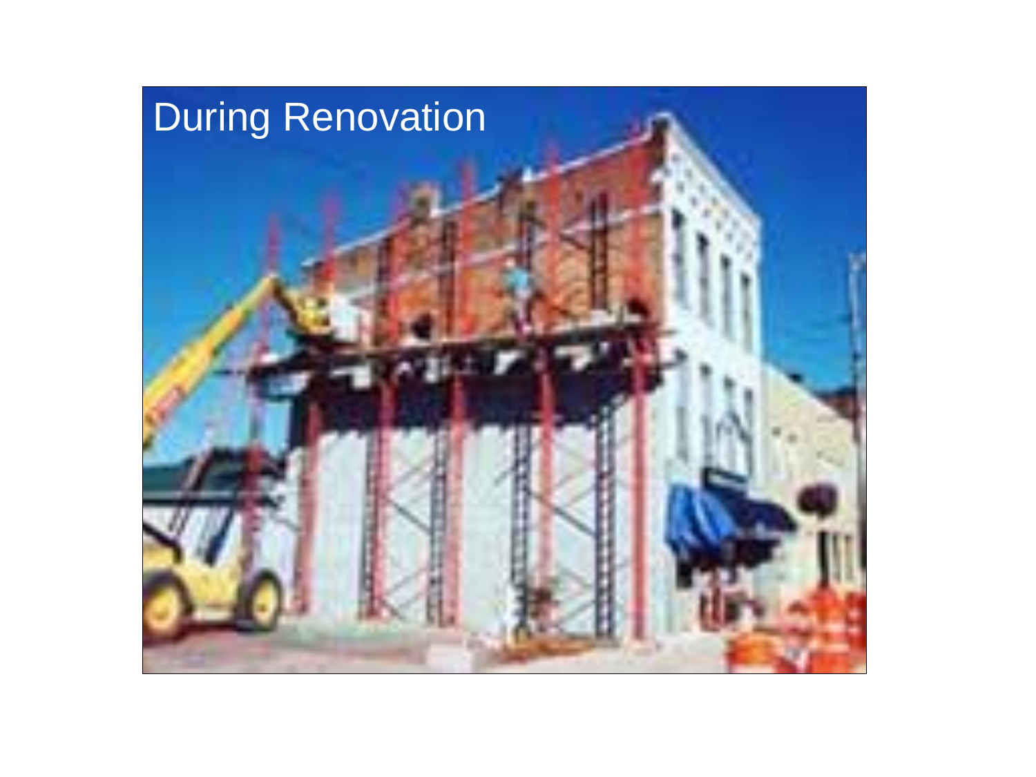During Renovation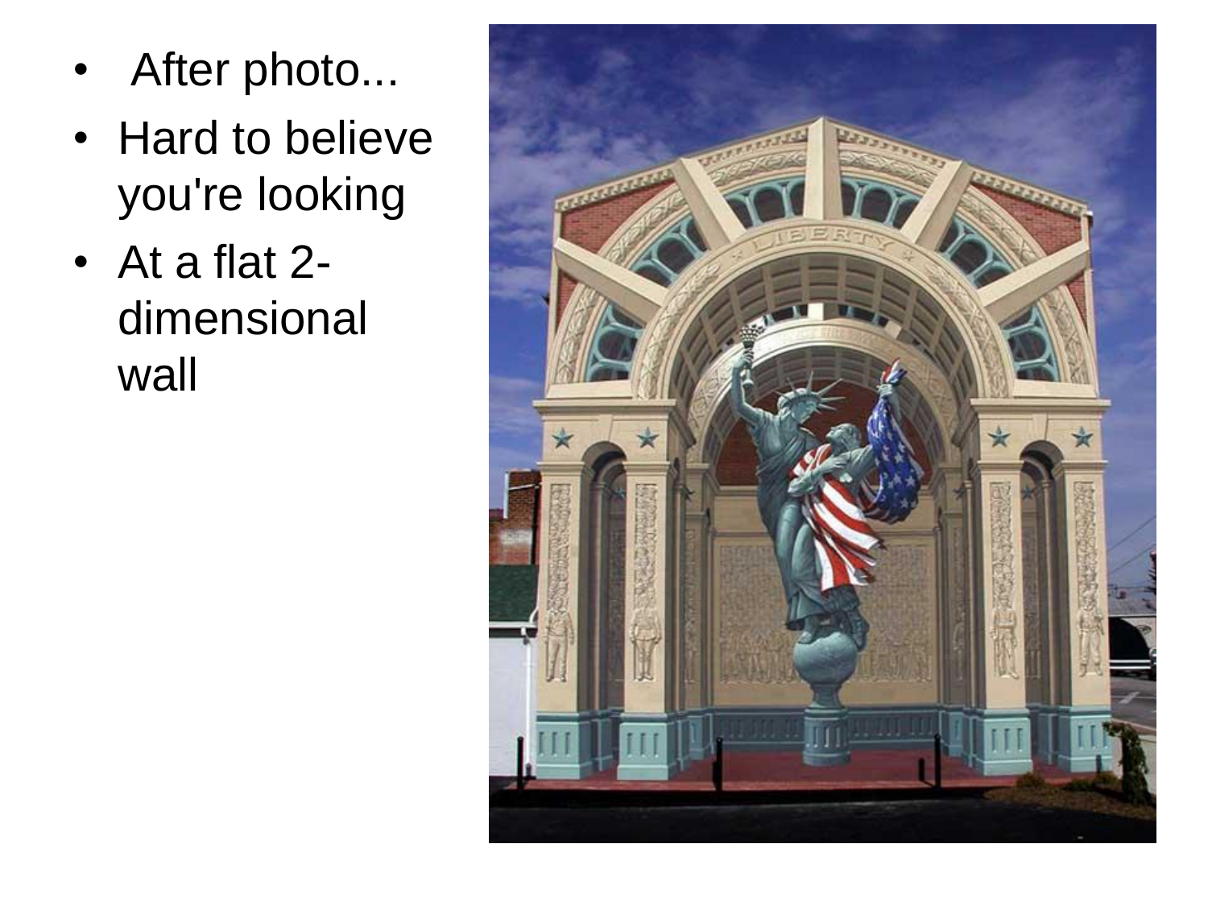- After photo...
- Hard to believe you're looking
- At a flat 2-dimensional wall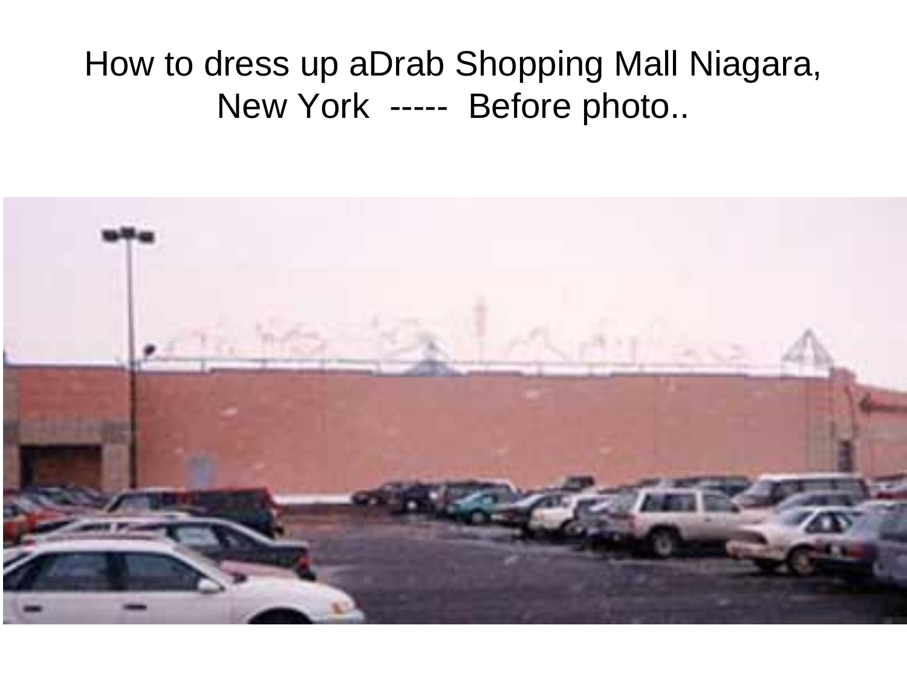How to dress up aDrab Shopping Mall Niagara, New York ----- Before photo..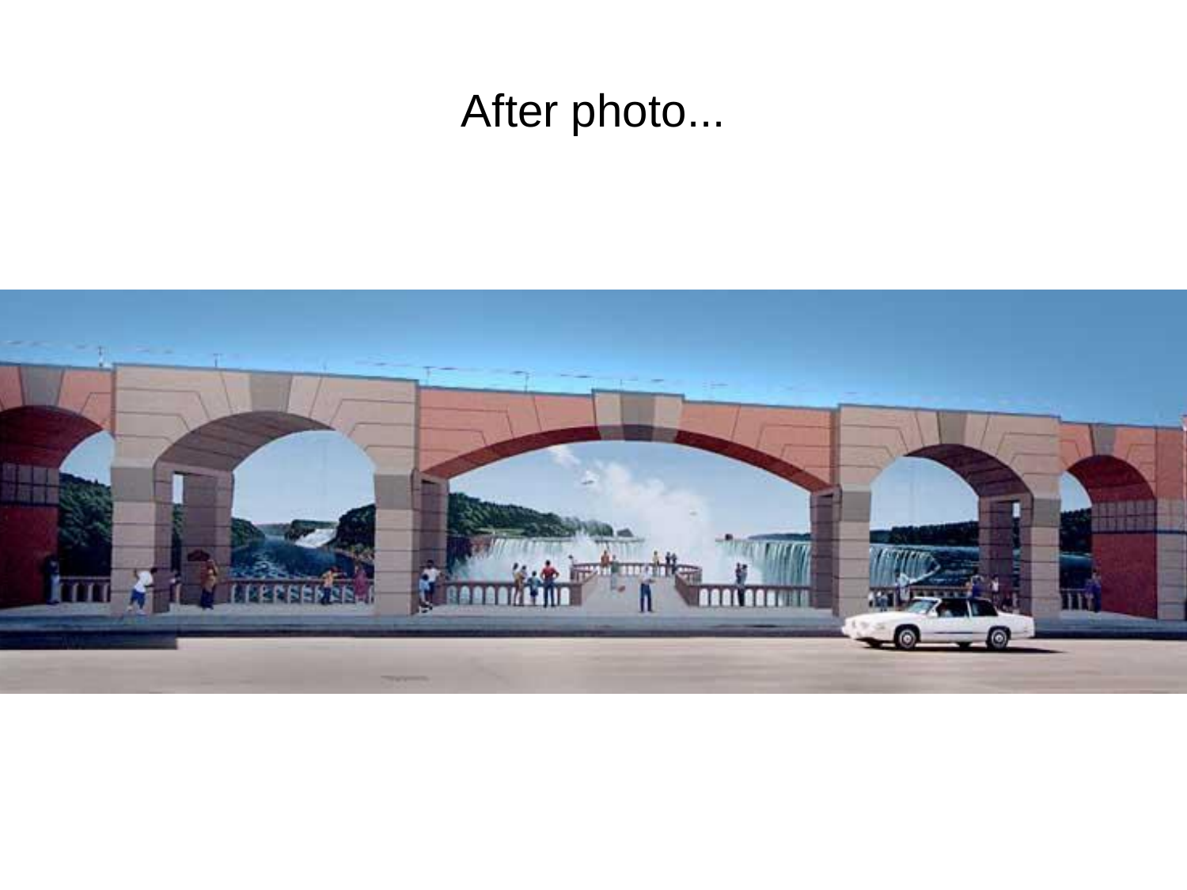# After photo...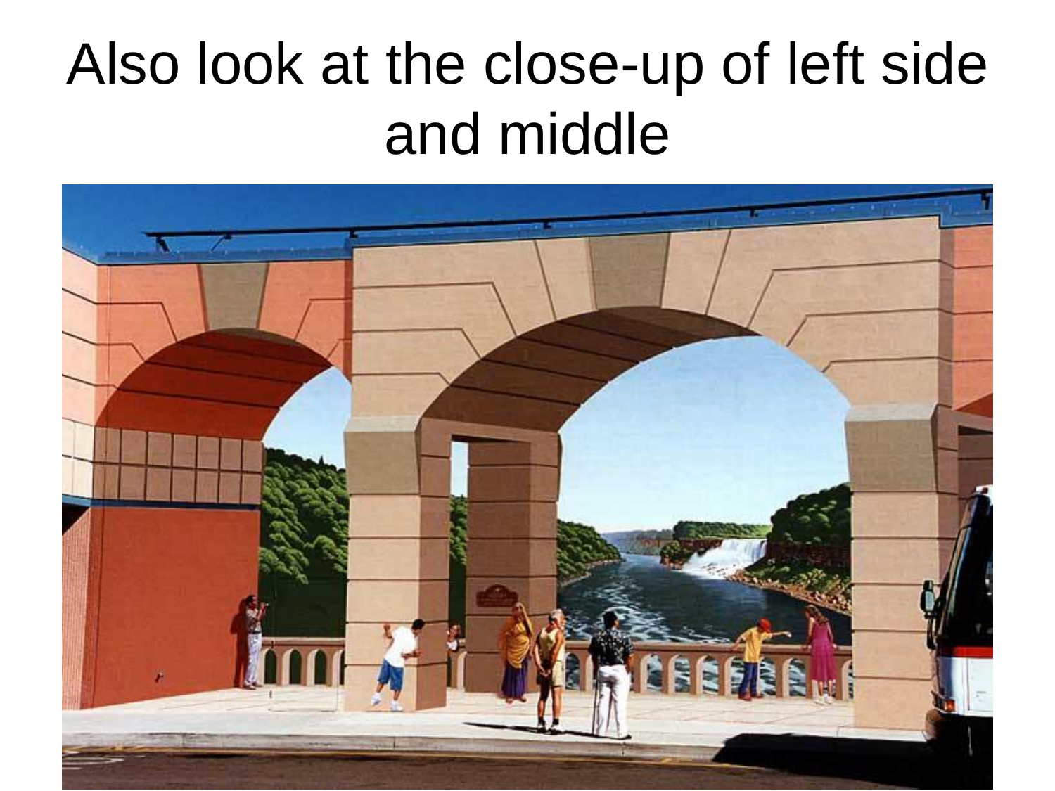# Also look at the close-up of left side and middle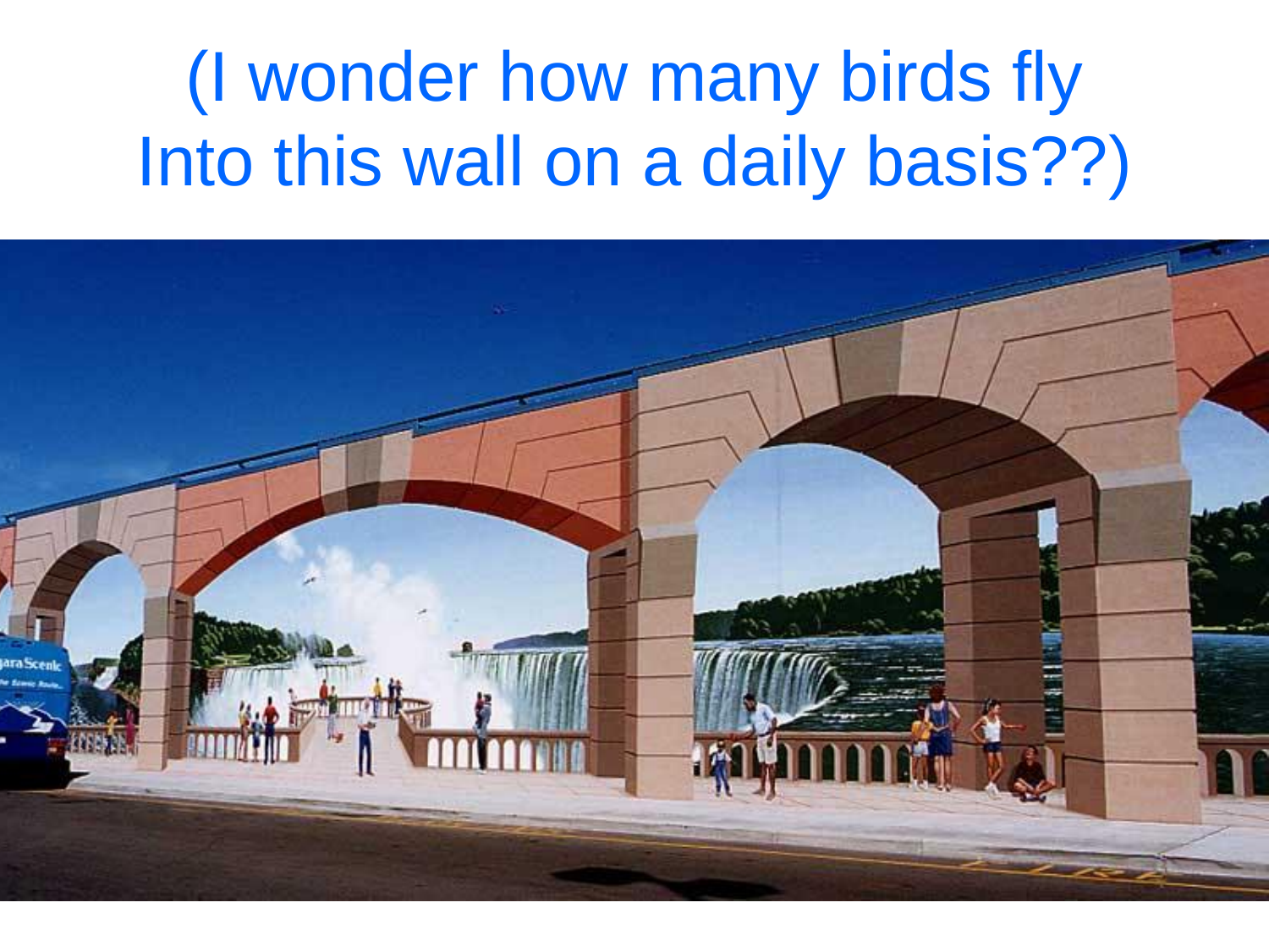# (I wonder how many birds fly Into this wall on a daily basis??)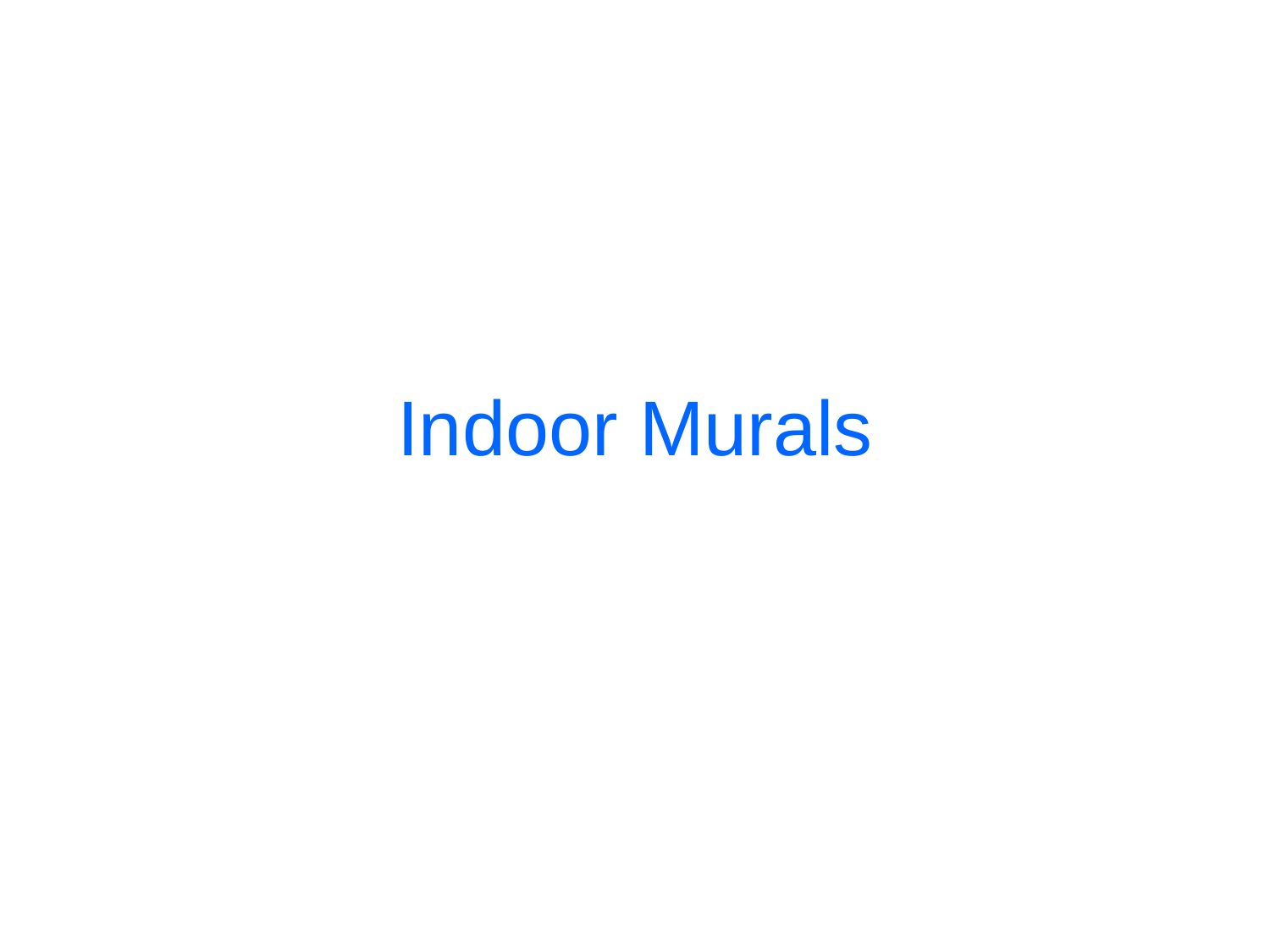# Indoor Murals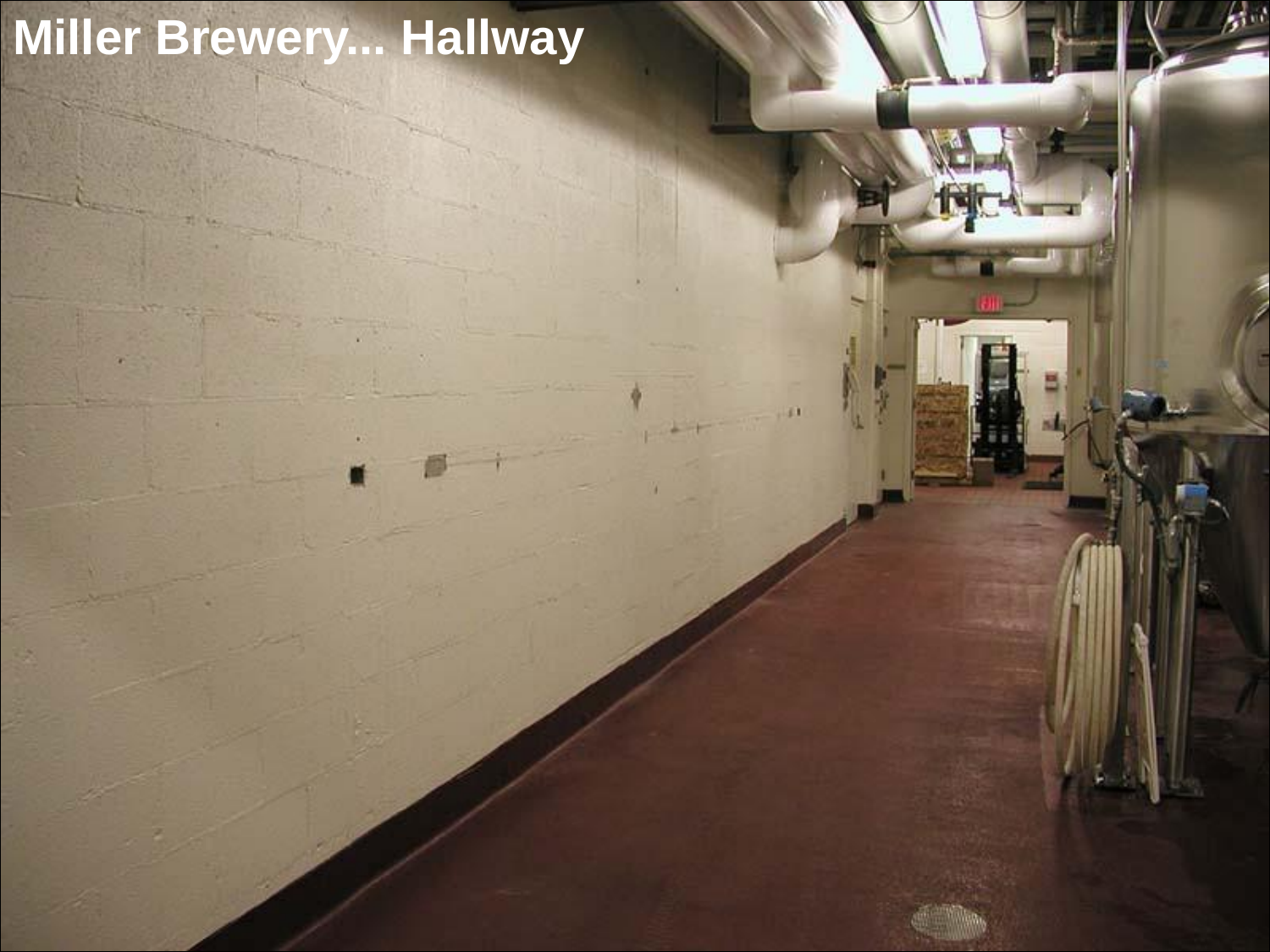# Miller Brewery... Hallway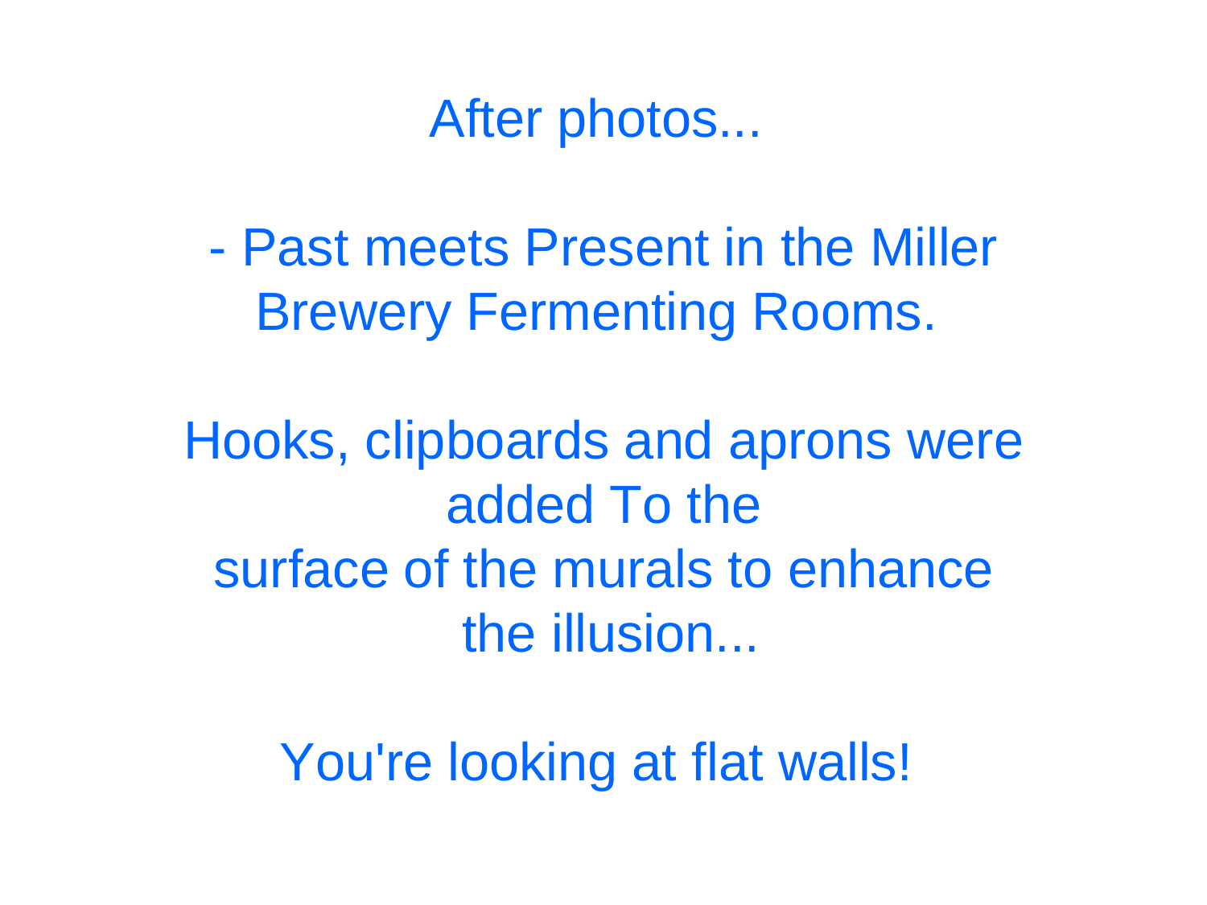After photos...

- Past meets Present in the Miller Brewery Fermenting Rooms.

Hooks, clipboards and aprons were added To the surface of the murals to enhance the illusion...

You're looking at flat walls!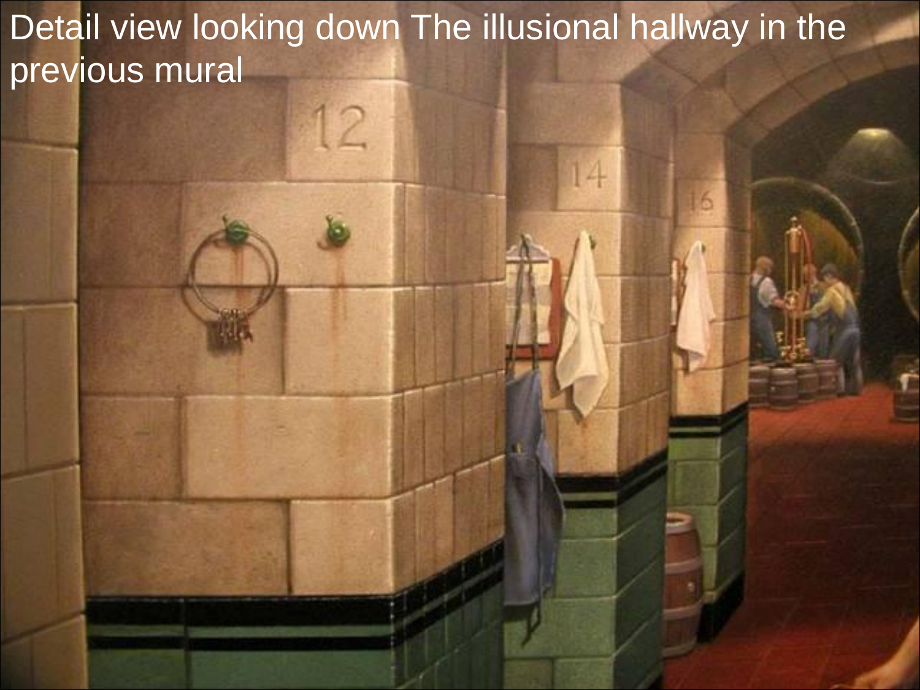Detail view looking down The illusional hallway in the previous mural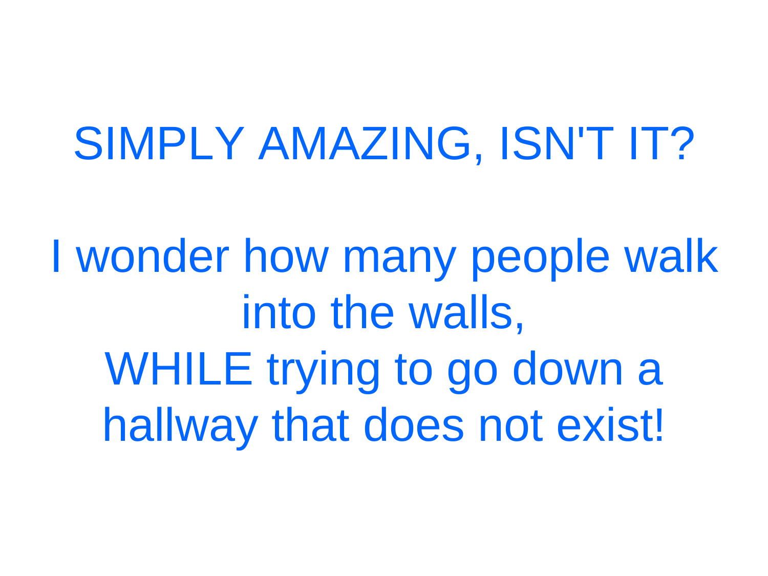SIMPLY AMAZING, ISN'T IT?

I wonder how many people walk into the walls,
WHILE trying to go down a hallway that does not exist!